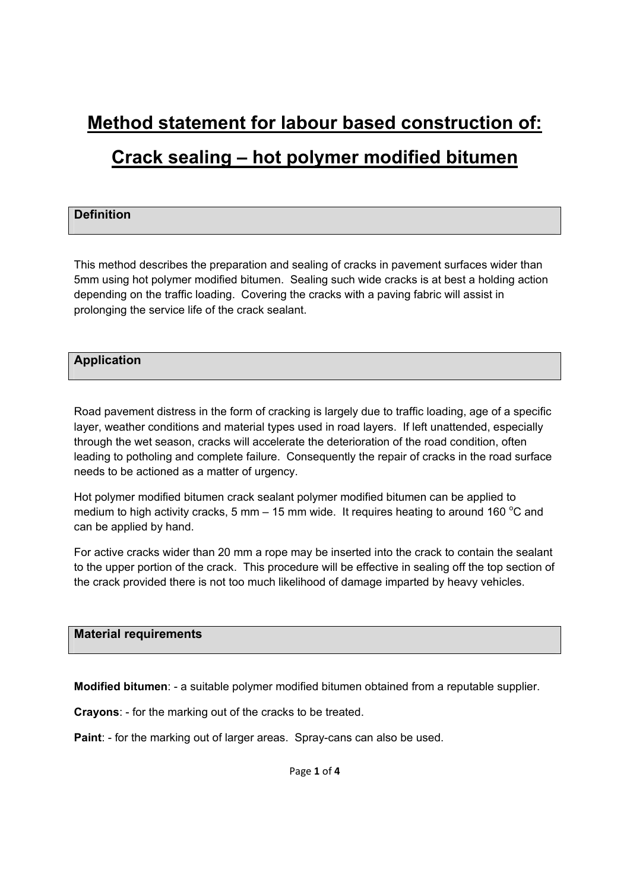# Method statement for labour based construction of:

# Crack sealing – hot polymer modified bitumen

## Definition

This method describes the preparation and sealing of cracks in pavement surfaces wider than 5mm using hot polymer modified bitumen. Sealing such wide cracks is at best a holding action depending on the traffic loading. Covering the cracks with a paving fabric will assist in prolonging the service life of the crack sealant.

## Application

Road pavement distress in the form of cracking is largely due to traffic loading, age of a specific layer, weather conditions and material types used in road layers. If left unattended, especially through the wet season, cracks will accelerate the deterioration of the road condition, often leading to potholing and complete failure. Consequently the repair of cracks in the road surface needs to be actioned as a matter of urgency.

Hot polymer modified bitumen crack sealant polymer modified bitumen can be applied to medium to high activity cracks, 5 mm – 15 mm wide. It requires heating to around 160 $^{o}$C and can be applied by hand.

For active cracks wider than 20 mm a rope may be inserted into the crack to contain the sealant to the upper portion of the crack. This procedure will be effective in sealing off the top section of the crack provided there is not too much likelihood of damage imparted by heavy vehicles.

## Material requirements

**Modified bitumen**: - a suitable polymer modified bitumen obtained from a reputable supplier.

**Crayons**: - for the marking out of the cracks to be treated.

**Paint**: - for the marking out of larger areas. Spray-cans can also be used.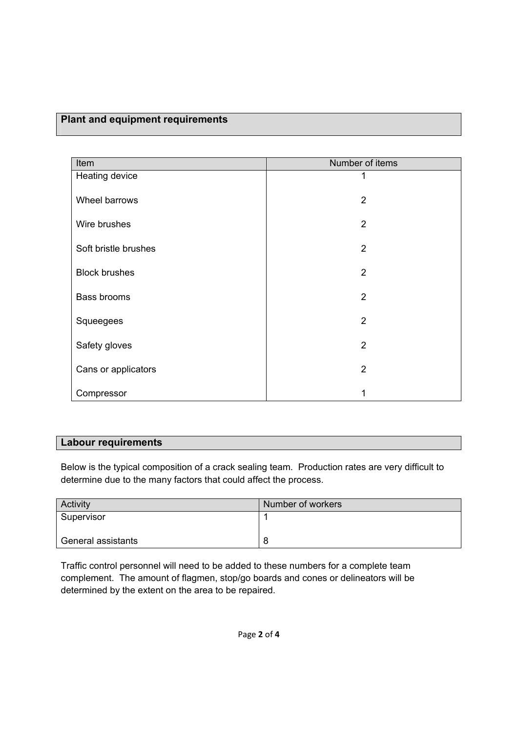## Plant and equipment requirements

| Item | Number of items |
| --- | --- |
| Heating device | 1 |
| Wheel barrows | 2 |
| Wire brushes | 2 |
| Soft bristle brushes | 2 |
| Block brushes | 2 |
| Bass brooms | 2 |
| Squeegees | 2 |
| Safety gloves | 2 |
| Cans or applicators | 2 |
| Compressor | 1 |

## Labour requirements

Below is the typical composition of a crack sealing team. Production rates are very difficult to determine due to the many factors that could affect the process.

| Activity | Number of workers |
| --- | --- |
| Supervisor | 1 |
| General assistants | 8 |

Traffic control personnel will need to be added to these numbers for a complete team complement. The amount of flagmen, stop/go boards and cones or delineators will be determined by the extent on the area to be repaired.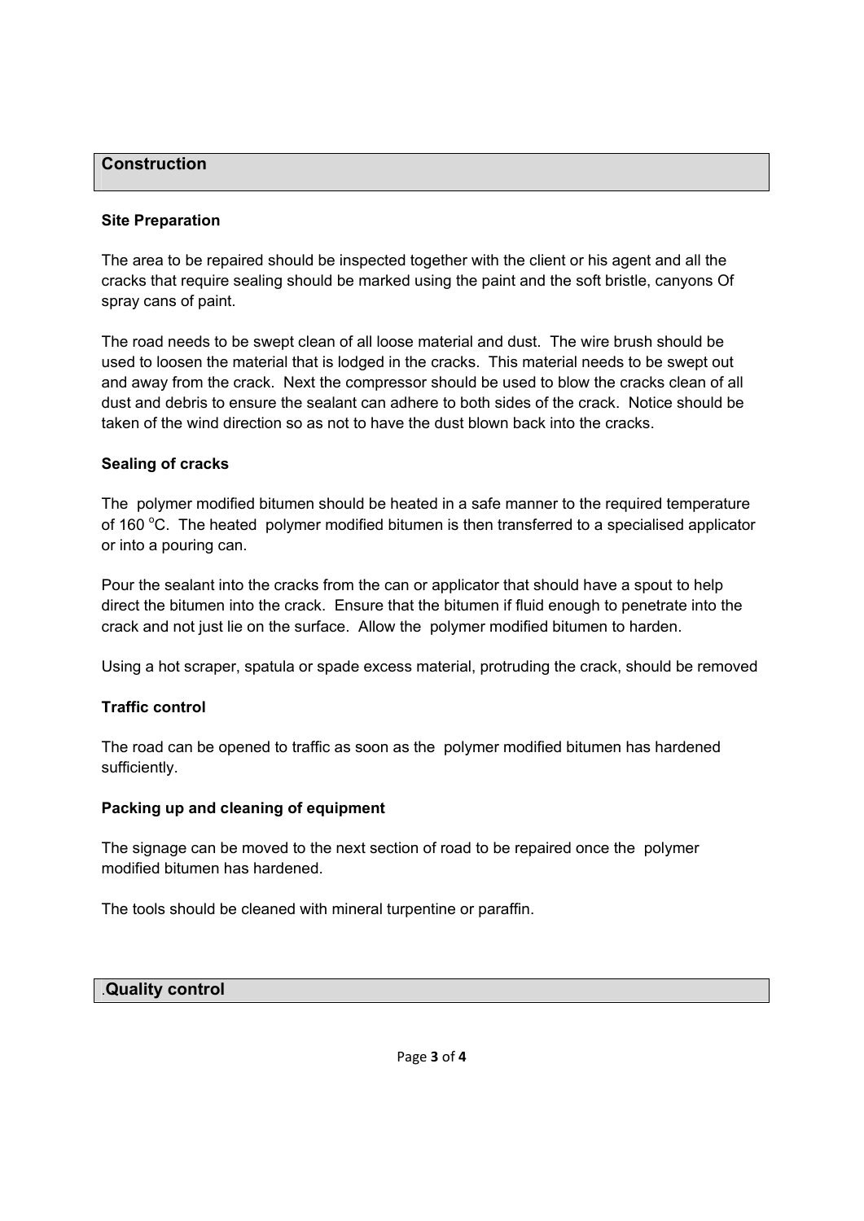## Construction

### Site Preparation

The area to be repaired should be inspected together with the client or his agent and all the cracks that require sealing should be marked using the paint and the soft bristle, canyons Of spray cans of paint.

The road needs to be swept clean of all loose material and dust. The wire brush should be used to loosen the material that is lodged in the cracks. This material needs to be swept out and away from the crack. Next the compressor should be used to blow the cracks clean of all dust and debris to ensure the sealant can adhere to both sides of the crack. Notice should be taken of the wind direction so as not to have the dust blown back into the cracks.

### Sealing of cracks

The polymer modified bitumen should be heated in a safe manner to the required temperature of 160 $^{o}$C. The heated polymer modified bitumen is then transferred to a specialised applicator or into a pouring can.

Pour the sealant into the cracks from the can or applicator that should have a spout to help direct the bitumen into the crack. Ensure that the bitumen if fluid enough to penetrate into the crack and not just lie on the surface. Allow the polymer modified bitumen to harden.

Using a hot scraper, spatula or spade excess material, protruding the crack, should be removed

### Traffic control

The road can be opened to traffic as soon as the polymer modified bitumen has hardened sufficiently.

### Packing up and cleaning of equipment

The signage can be moved to the next section of road to be repaired once the polymer modified bitumen has hardened.

The tools should be cleaned with mineral turpentine or paraffin.

## .Quality control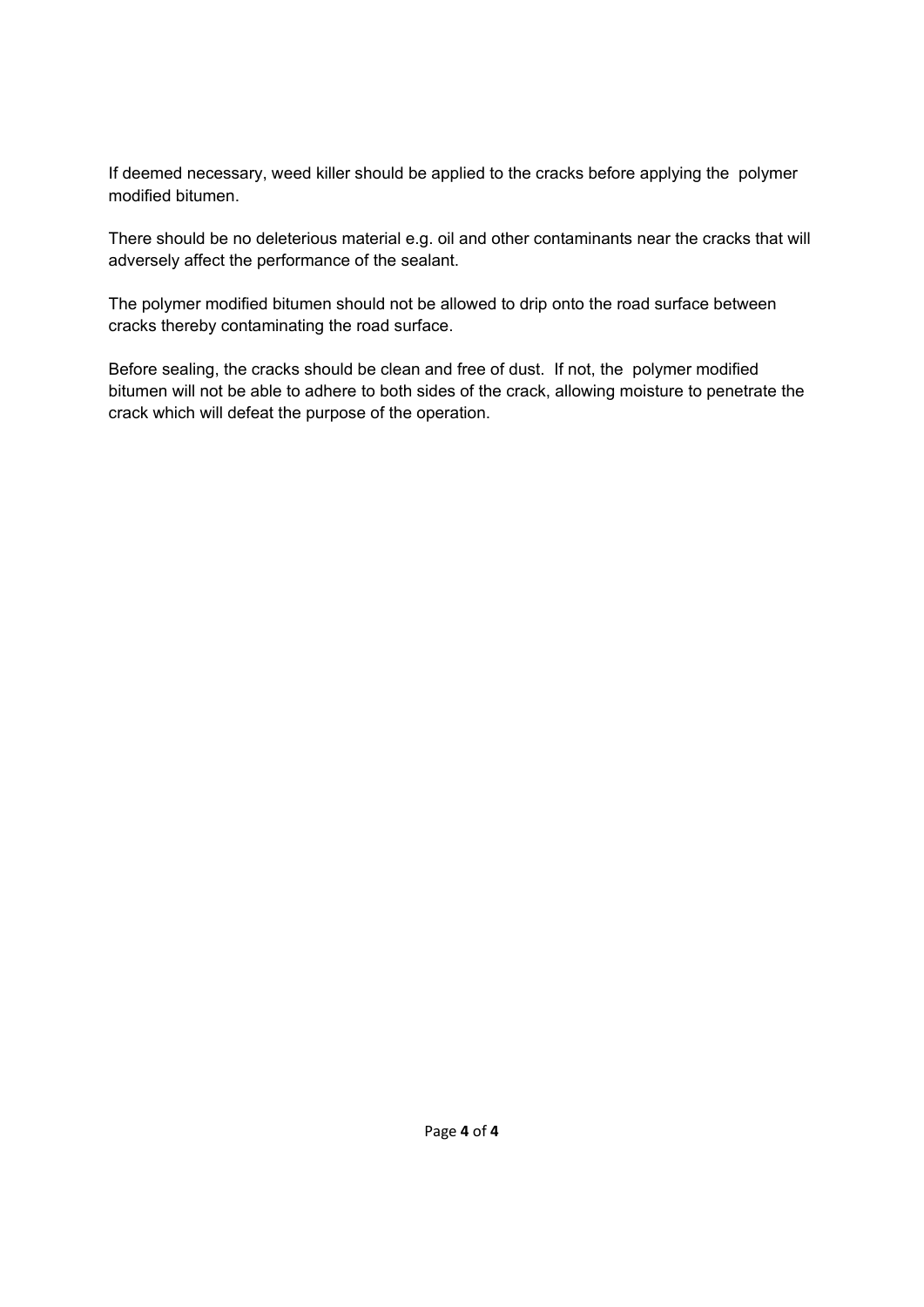If deemed necessary, weed killer should be applied to the cracks before applying the polymer modified bitumen.

There should be no deleterious material e.g. oil and other contaminants near the cracks that will adversely affect the performance of the sealant.

The polymer modified bitumen should not be allowed to drip onto the road surface between cracks thereby contaminating the road surface.

Before sealing, the cracks should be clean and free of dust. If not, the polymer modified bitumen will not be able to adhere to both sides of the crack, allowing moisture to penetrate the crack which will defeat the purpose of the operation.